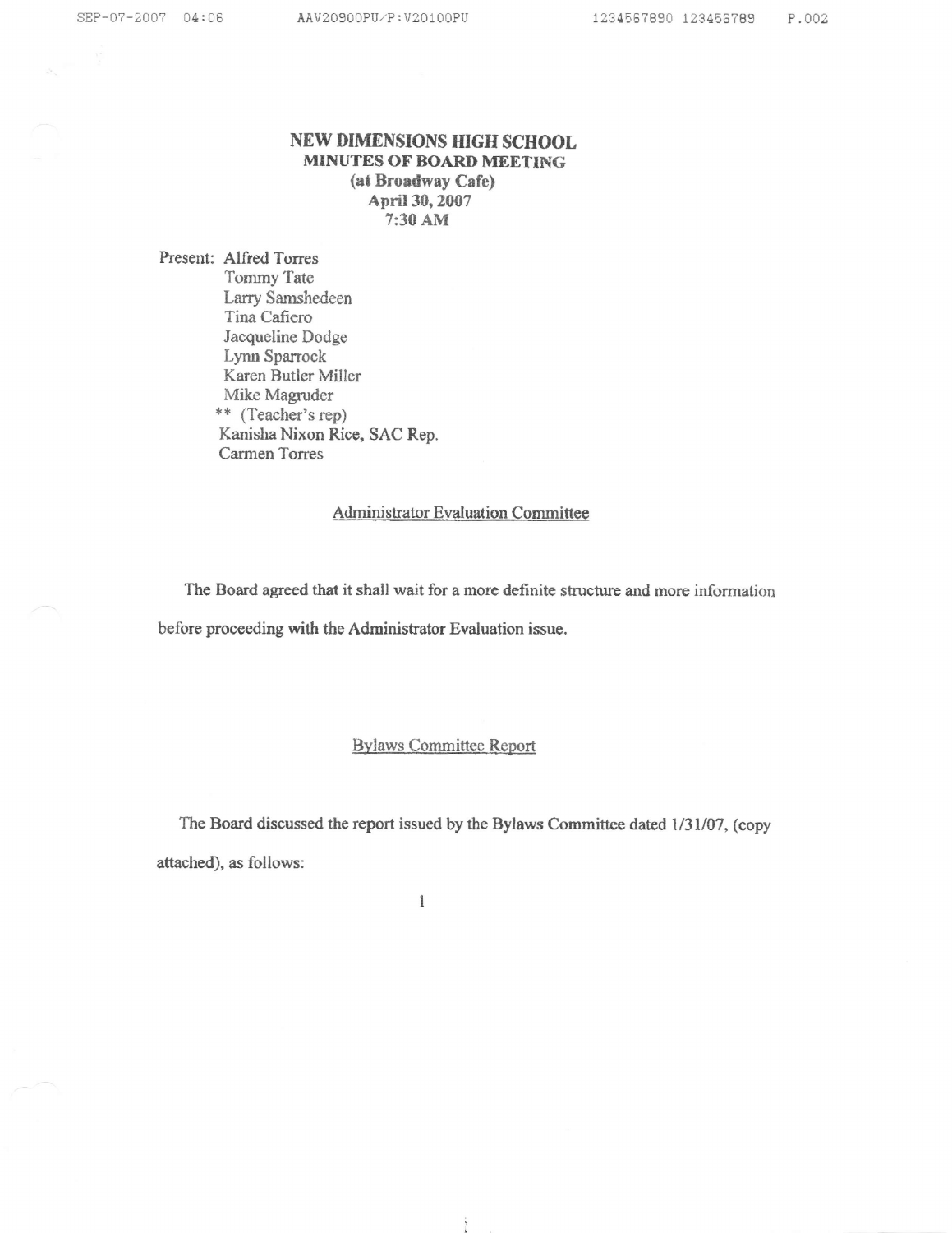# NEW DIMENSIONS HIGH SCHOOL
## MINUTES OF BOARD MEETING
**(at Broadway Cafe)**
**April 30, 2007**
**7:30 AM**

Present: Alfred Torres
Tommy Tate
Larry Samshedeen
Tina Cafiero
Jacqueline Dodge
Lynn Sparrock
Karen Butler Miller
Mike Magruder
** (Teacher's rep)
Kanisha Nixon Rice, SAC Rep.
Carmen Torres

### Administrator Evaluation Committee

The Board agreed that it shall wait for a more definite structure and more information before proceeding with the Administrator Evaluation issue.

### Bylaws Committee Report

The Board discussed the report issued by the Bylaws Committee dated 1/31/07, (copy attached), as follows: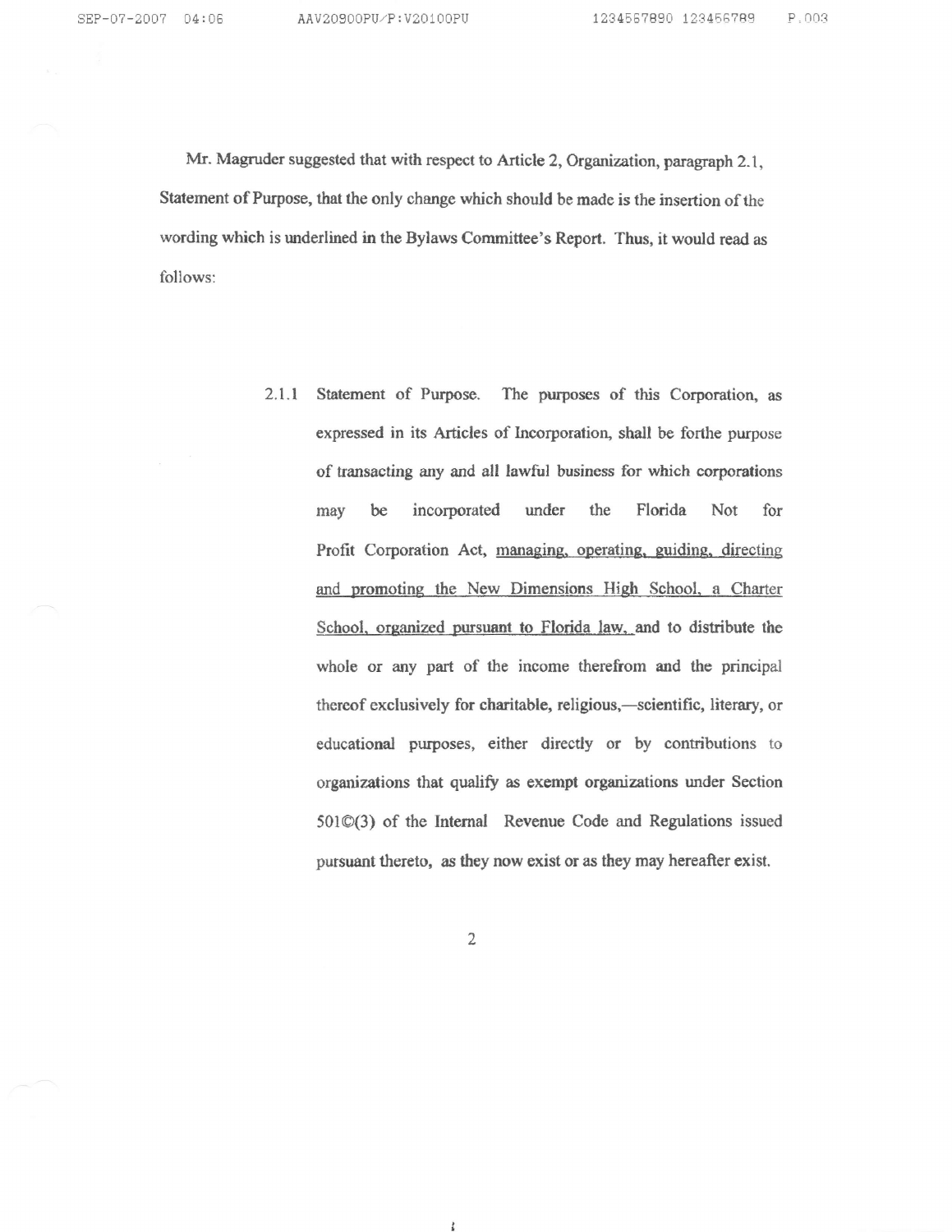Mr. Magruder suggested that with respect to Article 2, Organization, paragraph 2.1, Statement of Purpose, that the only change which should be made is the insertion of the wording which is underlined in the Bylaws Committee's Report. Thus, it would read as follows:

> 2.1.1 Statement of Purpose. The purposes of this Corporation, as expressed in its Articles of Incorporation, shall be forthe purpose of transacting any and all lawful business for which corporations may be incorporated under the Florida Not for Profit Corporation Act, <u>managing, operating, guiding, directing and promoting the New Dimensions High School, a Charter School, organized pursuant to Florida law,</u> and to distribute the whole or any part of the income therefrom and the principal thereof exclusively for charitable, religious,—scientific, literary, or educational purposes, either directly or by contributions to organizations that qualify as exempt organizations under Section 501©(3) of the Internal Revenue Code and Regulations issued pursuant thereto, as they now exist or as they may hereafter exist.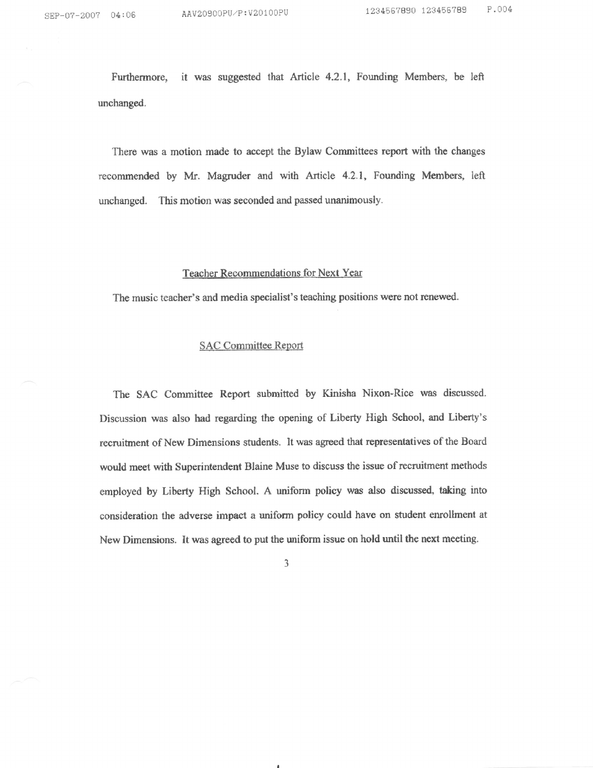Furthermore, it was suggested that Article 4.2.1, Founding Members, be left unchanged.

There was a motion made to accept the Bylaw Committees report with the changes recommended by Mr. Magruder and with Article 4.2.1, Founding Members, left unchanged. This motion was seconded and passed unanimously.

## Teacher Recommendations for Next Year

The music teacher's and media specialist's teaching positions were not renewed.

## SAC Committee Report

The SAC Committee Report submitted by Kinisha Nixon-Rice was discussed. Discussion was also had regarding the opening of Liberty High School, and Liberty's recruitment of New Dimensions students. It was agreed that representatives of the Board would meet with Superintendent Blaine Muse to discuss the issue of recruitment methods employed by Liberty High School. A uniform policy was also discussed, taking into consideration the adverse impact a uniform policy could have on student enrollment at New Dimensions. It was agreed to put the uniform issue on hold until the next meeting.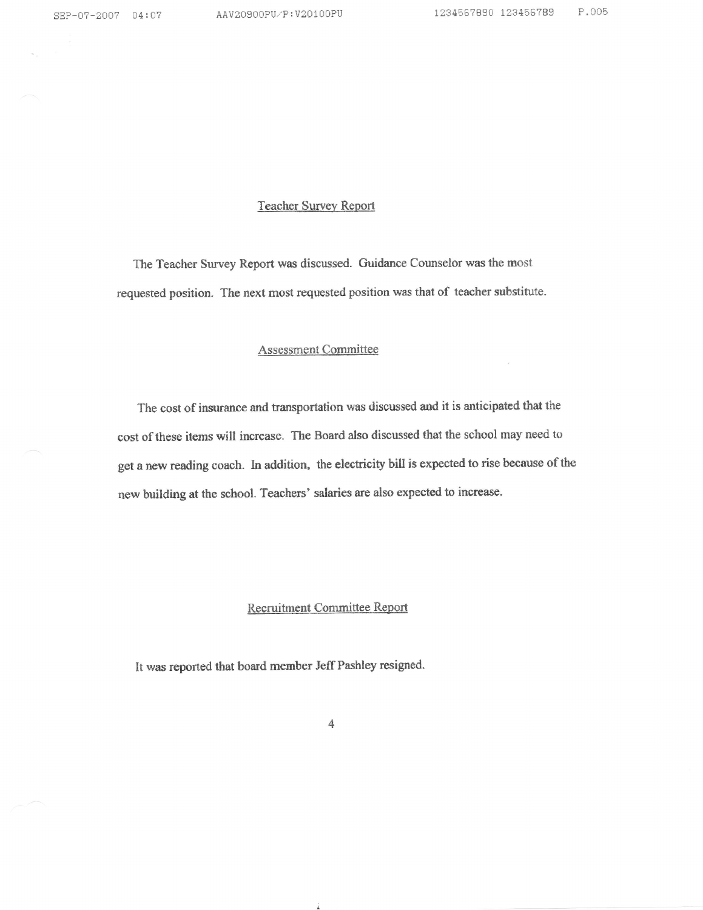## Teacher Survey Report

The Teacher Survey Report was discussed. Guidance Counselor was the most requested position. The next most requested position was that of teacher substitute.

## Assessment Committee

The cost of insurance and transportation was discussed and it is anticipated that the cost of these items will increase. The Board also discussed that the school may need to get a new reading coach. In addition, the electricity bill is expected to rise because of the new building at the school. Teachers' salaries are also expected to increase.

## Recruitment Committee Report

It was reported that board member Jeff Pashley resigned.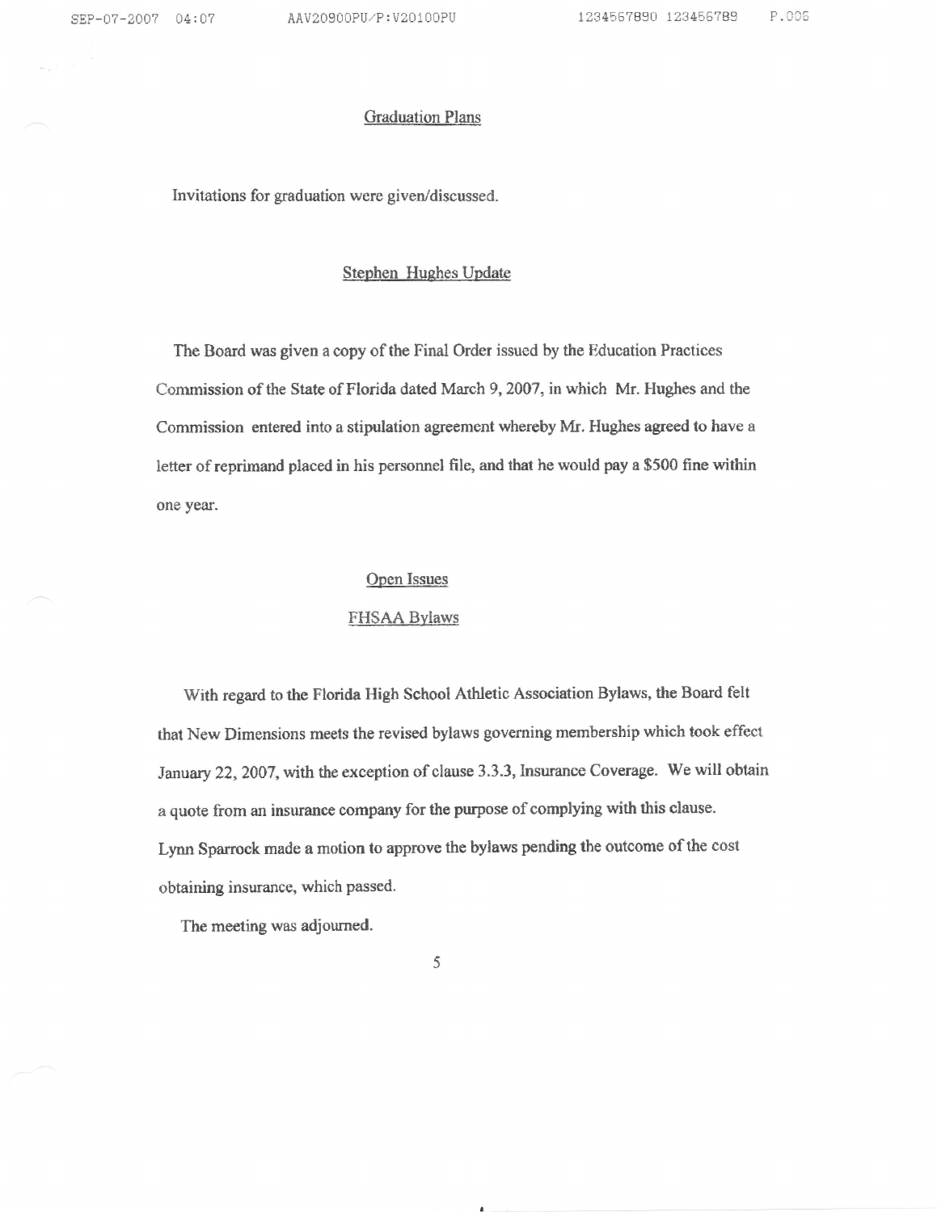## Graduation Plans

Invitations for graduation were given/discussed.

## Stephen Hughes Update

The Board was given a copy of the Final Order issued by the Education Practices Commission of the State of Florida dated March 9, 2007, in which Mr. Hughes and the Commission entered into a stipulation agreement whereby Mr. Hughes agreed to have a letter of reprimand placed in his personnel file, and that he would pay a $500 fine within one year.

## Open Issues

### FHSAA Bylaws

With regard to the Florida High School Athletic Association Bylaws, the Board felt that New Dimensions meets the revised bylaws governing membership which took effect January 22, 2007, with the exception of clause 3.3.3, Insurance Coverage. We will obtain a quote from an insurance company for the purpose of complying with this clause. Lynn Sparrock made a motion to approve the bylaws pending the outcome of the cost obtaining insurance, which passed.

The meeting was adjourned.